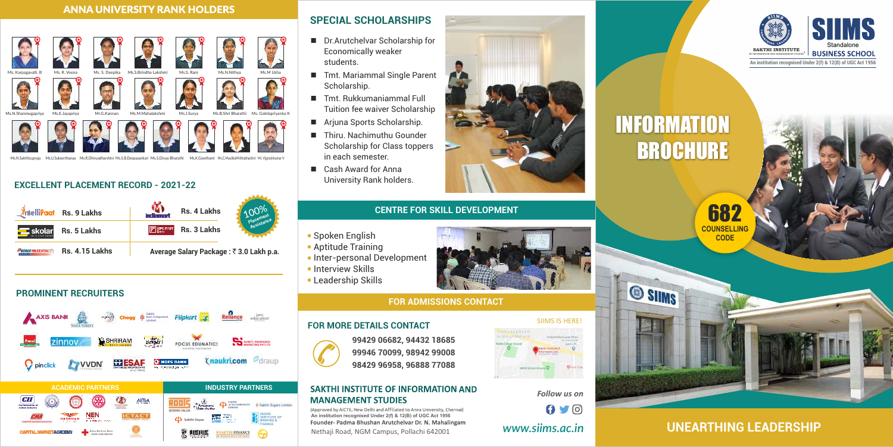## ANNA UNIVERSITY RANK HOLDERS

Ms. Karpagavalli. B, Ms. R. Veena, Ms. S. Deepika, Ms.S.Brindha Lakshmi, Ms.S. Rani, Ms.N.Nithya, Ms.M Usha

Ms.N.Shanmugapriya, Ms.E.Jayapriya, Mr.G.Kannan, Ms.M.Mahalakshmi, Ms.J.Surya, Ms.B.Shri Bharathi, Ms. Gokilapriyanka K

Ms.N.Sakthisupraja, Ms.U.Sukeerthanaa, Ms.R.Dhivyadharshini, Ms.S.B.Deepasankari, Ms.S.Divya Bharathi, Ms.K.Gowthami, Ms.C.MoulikaMithabhashini, Mr. Vigneshkumar V

## EXCELLENT PLACEMENT RECORD - 2021-22

| Company | Package | Company | Package |
|---|---|---|---|
| IntelliPaat | Rs. 9 Lakhs | indiamart | Rs. 4 Lakhs |
| skolar | Rs. 5 Lakhs | HDFC First Bank | Rs. 3 Lakhs |
| ICICI Prudential | Rs. 4.15 Lakhs | | |

Average Salary Package : ₹ 3.0 Lakh p.a.

100% Placement Assistance

## PROMINENT RECRUITERS

AXIS BANK, State Street, Chegg, Sakthi Auto Component Limited, Flipkart, Reliance, Jaro Education, Zinnov, Shriram, Berger, Focus Edumatics, Suriti Insurance Marketing Pvt Ltd, Pinclick, VVDN, ESAF, HDFC Bank, naukri.com, draup

### ACADEMIC PARTNERS

CII Confederation of Indian Industry, CMA, NEN, ICTACT, Capital Market Academy

### INDUSTRY PARTNERS

ROOTS, Sakthi Auto Component Limited, Sakthi Sugars Limited, Sakthi Soyas, Indian Institute of Banking & Finance, Sakthi Finance

## SPECIAL SCHOLARSHIPS

- Dr.Arutchelvar Scholarship for Economically weaker students.
- Tmt. Mariammal Single Parent Scholarship.
- Tmt. Rukkumaniammal Full Tuition fee waiver Scholarship
- Arjuna Sports Scholarship.
- Thiru. Nachimuthu Gounder Scholarship for Class toppers in each semester.
- Cash Award for Anna University Rank holders.

## CENTRE FOR SKILL DEVELOPMENT

- Spoken English
- Aptitude Training
- Inter-personal Development
- Interview Skills
- Leadership Skills

## FOR ADMISSIONS CONTACT

### FOR MORE DETAILS CONTACT

99429 06682, 94432 18685
99946 70099, 98942 99008
98429 96958, 96888 77088

SIIMS IS HERE!

### SAKTHI INSTITUTE OF INFORMATION AND MANAGEMENT STUDIES

(Approved by AICTE, New Delhi and Affiliated to Anna University, Chennai)
An institution recognised Under 2(f) & 12(B) of UGC Act 1956
Founder- Padma Bhushan Arutchelvar Dr. N. Mahalingam
Nethaji Road, NGM Campus, Pollachi 642001

*Follow us on*

*www.siims.ac.in*

SIIMS Standalone BUSINESS SCHOOL
SAKTHI INSTITUTE OF INFORMATION AND MANAGEMENT STUDIES
An institution recognised Under 2(f) & 12(B) of UGC Act 1956

# INFORMATION BROCHURE

682 COUNSELLING CODE

## UNEARTHING LEADERSHIP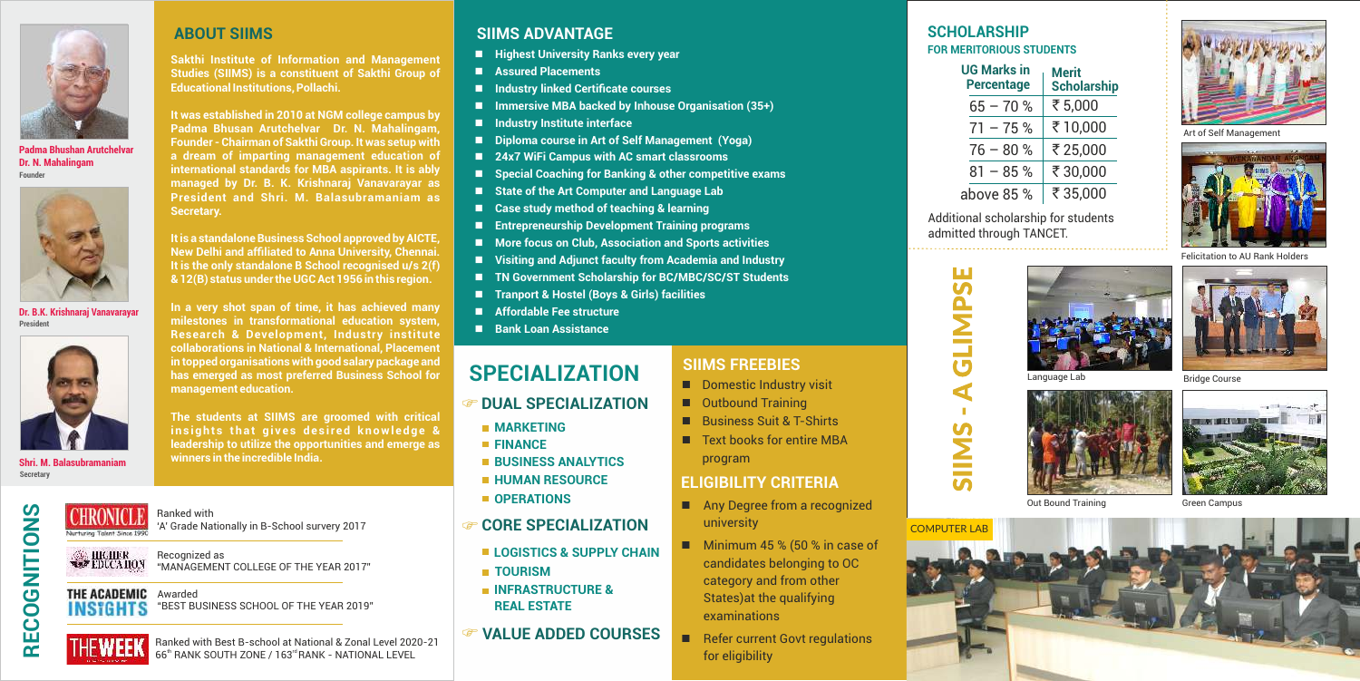Padma Bhushan Arutchelvar Dr. N. Mahalingam
Founder

Dr. B.K. Krishnaraj Vanavarayar
President

Shri. M. Balasubramaniam
Secretary

## ABOUT SIIMS

**Sakthi Institute of Information and Management Studies (SIIMS) is a constituent of Sakthi Group of Educational Institutions, Pollachi.**

**It was established in 2010 at NGM college campus by Padma Bhusan Arutchelvar Dr. N. Mahalingam, Founder - Chairman of Sakthi Group. It was setup with a dream of imparting management education of international standards for MBA aspirants. It is ably managed by Dr. B. K. Krishnaraj Vanavarayar as President and Shri. M. Balasubramaniam as Secretary.**

**It is a standalone Business School approved by AICTE, New Delhi and affiliated to Anna University, Chennai. It is the only standalone B School recognised u/s 2(f) & 12(B) status under the UGC Act 1956 in this region.**

**In a very shot span of time, it has achieved many milestones in transformational education system, Research & Development, Industry institute collaborations in National & International, Placement in topped organisations with good salary package and has emerged as most preferred Business School for management education.**

**The students at SIIMS are groomed with critical insights that gives desired knowledge & leadership to utilize the opportunities and emerge as winners in the incredible India.**

## RECOGNITIONS

CHRONICLE — Ranked with 'A' Grade Nationally in B-School survery 2017

HIGHER EDUCATION — Recognized as "MANAGEMENT COLLEGE OF THE YEAR 2017"

THE ACADEMIC INSIGHTS — Awarded "BEST BUSINESS SCHOOL OF THE YEAR 2019"

THE WEEK — Ranked with Best B-school at National & Zonal Level 2020-21
66th RANK SOUTH ZONE / 163rd RANK - NATIONAL LEVEL

## SIIMS ADVANTAGE

- **Highest University Ranks every year**
- **Assured Placements**
- **Industry linked Certificate courses**
- **Immersive MBA backed by Inhouse Organisation (35+)**
- **Industry Institute interface**
- **Diploma course in Art of Self Management (Yoga)**
- **24x7 WiFi Campus with AC smart classrooms**
- **Special Coaching for Banking & other competitive exams**
- **State of the Art Computer and Language Lab**
- **Case study method of teaching & learning**
- **Entrepreneurship Development Training programs**
- **More focus on Club, Association and Sports activities**
- **Visiting and Adjunct faculty from Academia and Industry**
- **TN Government Scholarship for BC/MBC/SC/ST Students**
- **Tranport & Hostel (Boys & Girls) facilities**
- **Affordable Fee structure**
- **Bank Loan Assistance**

## SPECIALIZATION

### DUAL SPECIALIZATION

- MARKETING
- FINANCE
- BUSINESS ANALYTICS
- HUMAN RESOURCE
- OPERATIONS

### CORE SPECIALIZATION

- LOGISTICS & SUPPLY CHAIN
- TOURISM
- INFRASTRUCTURE & REAL ESTATE

### VALUE ADDED COURSES

## SIIMS FREEBIES

- Domestic Industry visit
- Outbound Training
- Business Suit & T-Shirts
- Text books for entire MBA program

## ELIGIBILITY CRITERIA

- Any Degree from a recognized university
- Minimum 45 % (50 % in case of candidates belonging to OC category and from other States)at the qualifying examinations
- Refer current Govt regulations for eligibility

## SCHOLARSHIP
### FOR MERITORIOUS STUDENTS

| UG Marks in Percentage | Merit Scholarship |
|---|---|
| 65 – 70 % | ₹ 5,000 |
| 71 – 75 % | ₹ 10,000 |
| 76 – 80 % | ₹ 25,000 |
| 81 – 85 % | ₹ 30,000 |
| above 85 % | ₹ 35,000 |

Additional scholarship for students admitted through TANCET.

## SIIMS - A GLIMPSE

Art of Self Management

Felicitation to AU Rank Holders

Language Lab

Bridge Course

Out Bound Training

Green Campus

COMPUTER LAB